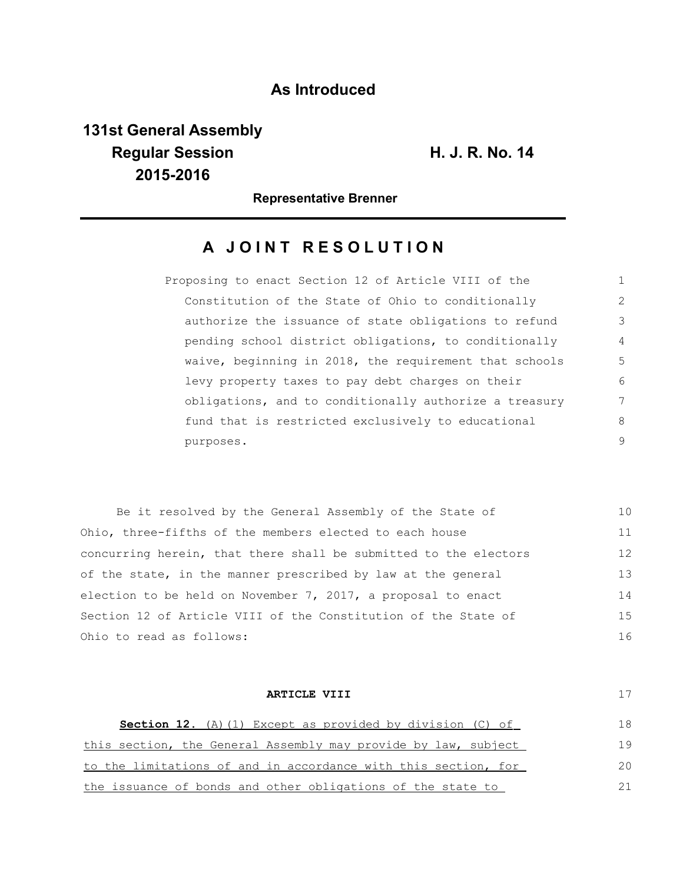# As Introduced

**131st General Assembly**
**Regular Session**
**2015-2016**

**H. J. R. No. 14**

**Representative Brenner**

## A JOINT RESOLUTION

Proposing to enact Section 12 of Article VIII of the Constitution of the State of Ohio to conditionally authorize the issuance of state obligations to refund pending school district obligations, to conditionally waive, beginning in 2018, the requirement that schools levy property taxes to pay debt charges on their obligations, and to conditionally authorize a treasury fund that is restricted exclusively to educational purposes.

Be it resolved by the General Assembly of the State of Ohio, three-fifths of the members elected to each house concurring herein, that there shall be submitted to the electors of the state, in the manner prescribed by law at the general election to be held on November 7, 2017, a proposal to enact Section 12 of Article VIII of the Constitution of the State of Ohio to read as follows:

**ARTICLE VIII**

**Section 12.** (A)(1) Except as provided by division (C) of this section, the General Assembly may provide by law, subject to the limitations of and in accordance with this section, for the issuance of bonds and other obligations of the state to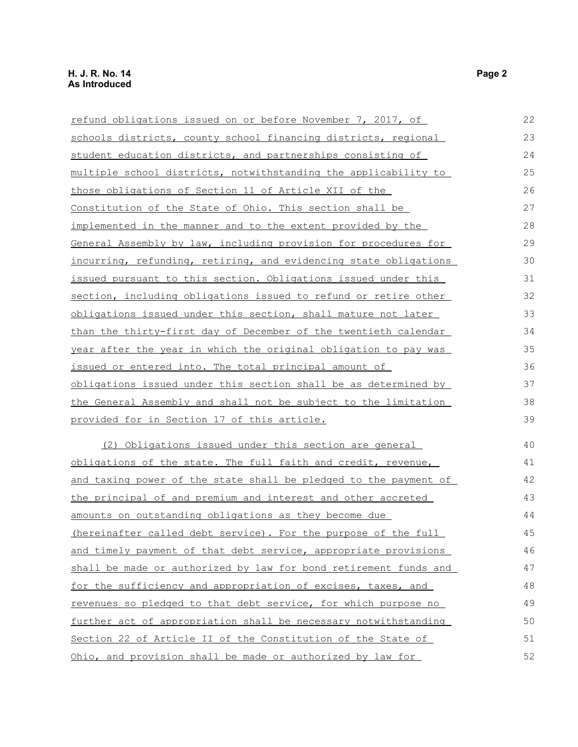refund obligations issued on or before November 7, 2017, of schools districts, county school financing districts, regional student education districts, and partnerships consisting of multiple school districts, notwithstanding the applicability to those obligations of Section 11 of Article XII of the Constitution of the State of Ohio. This section shall be implemented in the manner and to the extent provided by the General Assembly by law, including provision for procedures for incurring, refunding, retiring, and evidencing state obligations issued pursuant to this section. Obligations issued under this section, including obligations issued to refund or retire other obligations issued under this section, shall mature not later than the thirty-first day of December of the twentieth calendar year after the year in which the original obligation to pay was issued or entered into. The total principal amount of obligations issued under this section shall be as determined by the General Assembly and shall not be subject to the limitation provided for in Section 17 of this article.

(2) Obligations issued under this section are general obligations of the state. The full faith and credit, revenue, and taxing power of the state shall be pledged to the payment of the principal of and premium and interest and other accreted amounts on outstanding obligations as they become due (hereinafter called debt service). For the purpose of the full and timely payment of that debt service, appropriate provisions shall be made or authorized by law for bond retirement funds and for the sufficiency and appropriation of excises, taxes, and revenues so pledged to that debt service, for which purpose no further act of appropriation shall be necessary notwithstanding Section 22 of Article II of the Constitution of the State of Ohio, and provision shall be made or authorized by law for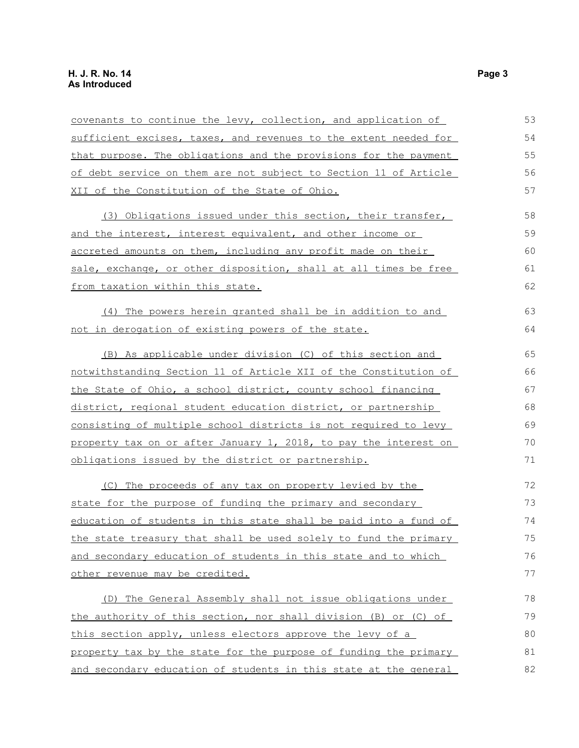covenants to continue the levy, collection, and application of sufficient excises, taxes, and revenues to the extent needed for that purpose. The obligations and the provisions for the payment of debt service on them are not subject to Section 11 of Article XII of the Constitution of the State of Ohio.

(3) Obligations issued under this section, their transfer, and the interest, interest equivalent, and other income or accreted amounts on them, including any profit made on their sale, exchange, or other disposition, shall at all times be free from taxation within this state.

(4) The powers herein granted shall be in addition to and not in derogation of existing powers of the state.

(B) As applicable under division (C) of this section and notwithstanding Section 11 of Article XII of the Constitution of the State of Ohio, a school district, county school financing district, regional student education district, or partnership consisting of multiple school districts is not required to levy property tax on or after January 1, 2018, to pay the interest on obligations issued by the district or partnership.

(C) The proceeds of any tax on property levied by the state for the purpose of funding the primary and secondary education of students in this state shall be paid into a fund of the state treasury that shall be used solely to fund the primary and secondary education of students in this state and to which other revenue may be credited.

(D) The General Assembly shall not issue obligations under the authority of this section, nor shall division (B) or (C) of this section apply, unless electors approve the levy of a property tax by the state for the purpose of funding the primary and secondary education of students in this state at the general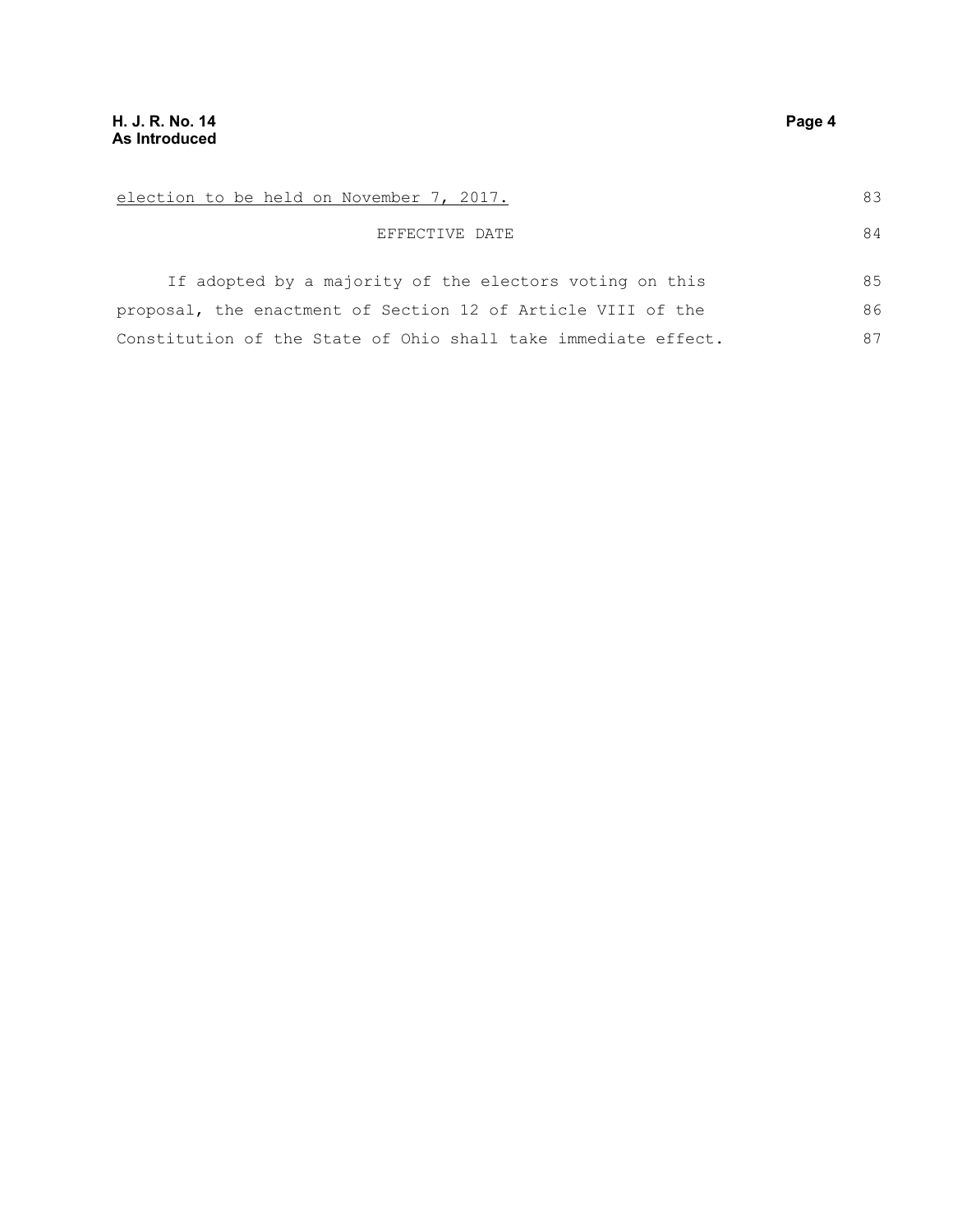election to be held on November 7, 2017.

EFFECTIVE DATE

If adopted by a majority of the electors voting on this proposal, the enactment of Section 12 of Article VIII of the Constitution of the State of Ohio shall take immediate effect.